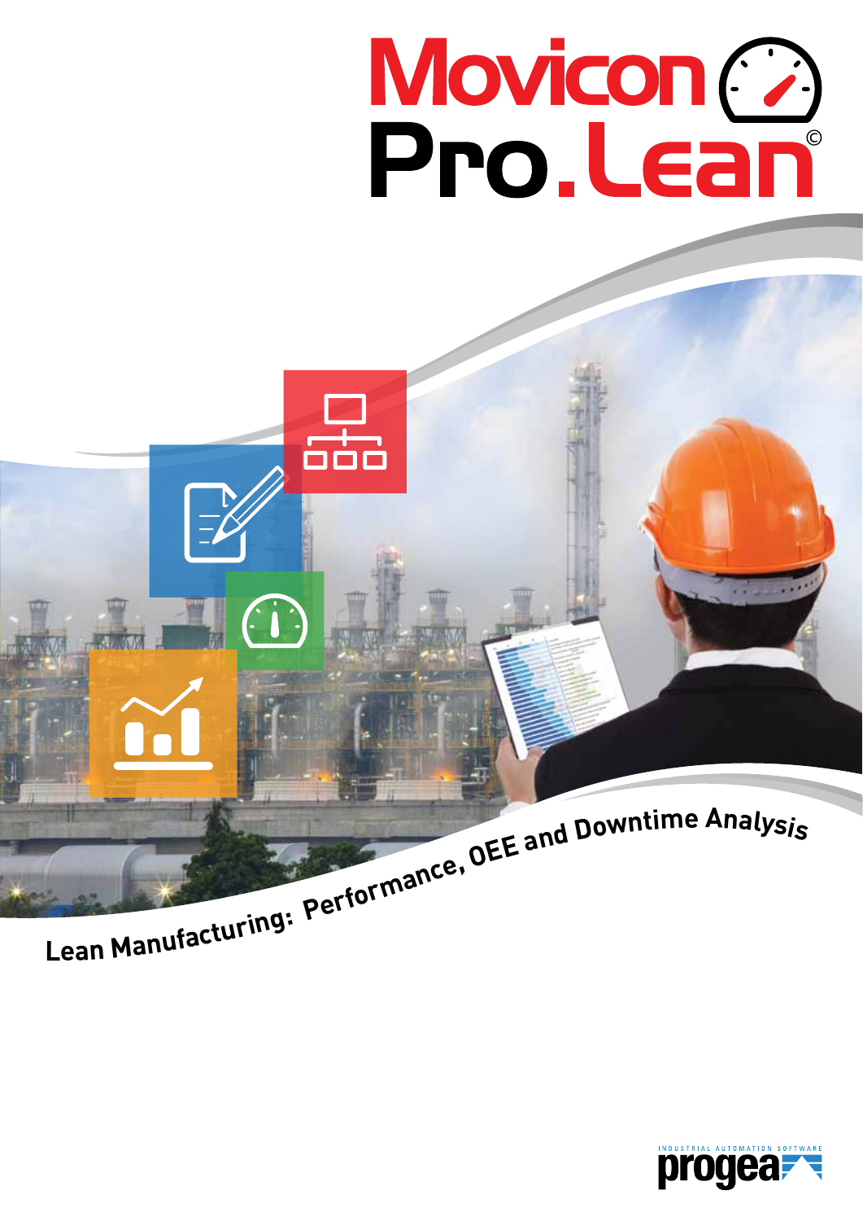# Movicon Pro.Lean©

## Lean Manufacturing: Performance, OEE and Downtime Analysis

INDUSTRIAL AUTOMATION SOFTWARE

progea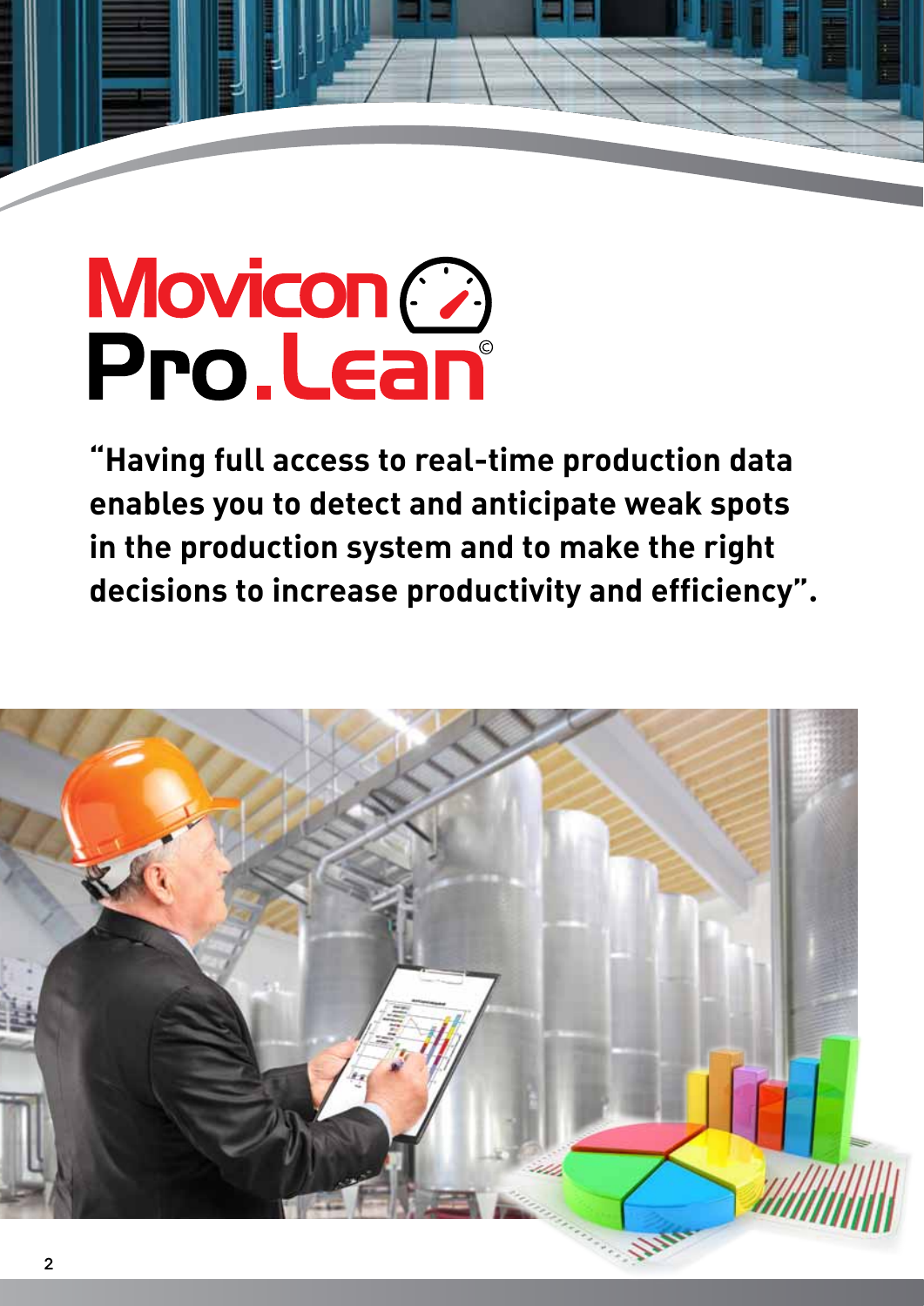# Movicon Pro.Lean©

**"Having full access to real-time production data enables you to detect and anticipate weak spots in the production system and to make the right decisions to increase productivity and efficiency".**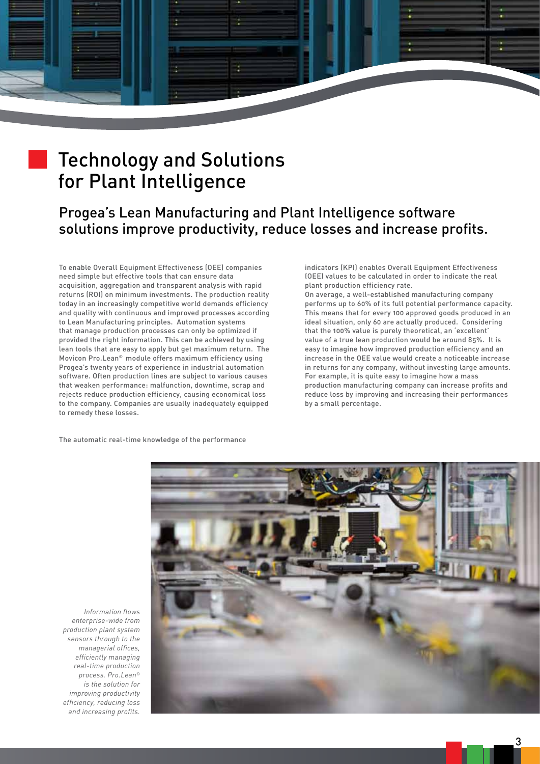# Technology and Solutions for Plant Intelligence

## Progea's Lean Manufacturing and Plant Intelligence software solutions improve productivity, reduce losses and increase profits.

To enable Overall Equipment Effectiveness (OEE) companies need simple but effective tools that can ensure data acquisition, aggregation and transparent analysis with rapid returns (ROI) on minimum investments. The production reality today in an increasingly competitive world demands efficiency and quality with continuous and improved processes according to Lean Manufacturing principles. Automation systems that manage production processes can only be optimized if provided the right information. This can be achieved by using lean tools that are easy to apply but get maximum return. The Movicon Pro.Lean© module offers maximum efficiency using Progea's twenty years of experience in industrial automation software. Often production lines are subject to various causes that weaken performance: malfunction, downtime, scrap and rejects reduce production efficiency, causing economical loss to the company. Companies are usually inadequately equipped to remedy these losses.

The automatic real-time knowledge of the performance indicators (KPI) enables Overall Equipment Effectiveness (OEE) values to be calculated in order to indicate the real plant production efficiency rate.

On average, a well-established manufacturing company performs up to 60% of its full potential performance capacity. This means that for every 100 approved goods produced in an ideal situation, only 60 are actually produced. Considering that the 100% value is purely theoretical, an 'excellent' value of a true lean production would be around 85%. It is easy to imagine how improved production efficiency and an increase in the OEE value would create a noticeable increase in returns for any company, without investing large amounts. For example, it is quite easy to imagine how a mass production manufacturing company can increase profits and reduce loss by improving and increasing their performances by a small percentage.

*Information flows enterprise-wide from production plant system sensors through to the managerial offices, efficiently managing real-time production process. Pro.Lean© is the solution for improving productivity efficiency, reducing loss and increasing profits.*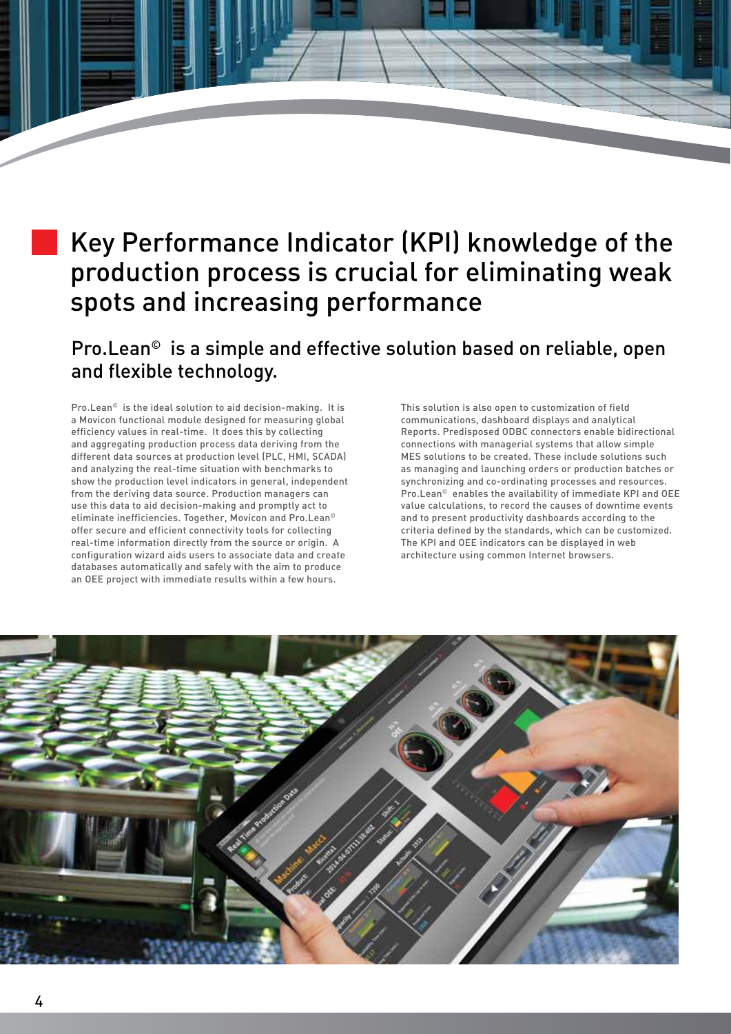# Key Performance Indicator (KPI) knowledge of the production process is crucial for eliminating weak spots and increasing performance

## Pro.Lean© is a simple and effective solution based on reliable, open and flexible technology.

Pro.Lean© is the ideal solution to aid decision-making. It is a Movicon functional module designed for measuring global efficiency values in real-time. It does this by collecting and aggregating production process data deriving from the different data sources at production level (PLC, HMI, SCADA) and analyzing the real-time situation with benchmarks to show the production level indicators in general, independent from the deriving data source. Production managers can use this data to aid decision-making and promptly act to eliminate inefficiencies. Together, Movicon and Pro.Lean© offer secure and efficient connectivity tools for collecting real-time information directly from the source or origin. A configuration wizard aids users to associate data and create databases automatically and safely with the aim to produce an OEE project with immediate results within a few hours.

This solution is also open to customization of field communications, dashboard displays and analytical Reports. Predisposed ODBC connectors enable bidirectional connections with managerial systems that allow simple MES solutions to be created. These include solutions such as managing and launching orders or production batches or synchronizing and co-ordinating processes and resources. Pro.Lean© enables the availability of immediate KPI and OEE value calculations, to record the causes of downtime events and to present productivity dashboards according to the criteria defined by the standards, which can be customized. The KPI and OEE indicators can be displayed in web architecture using common Internet browsers.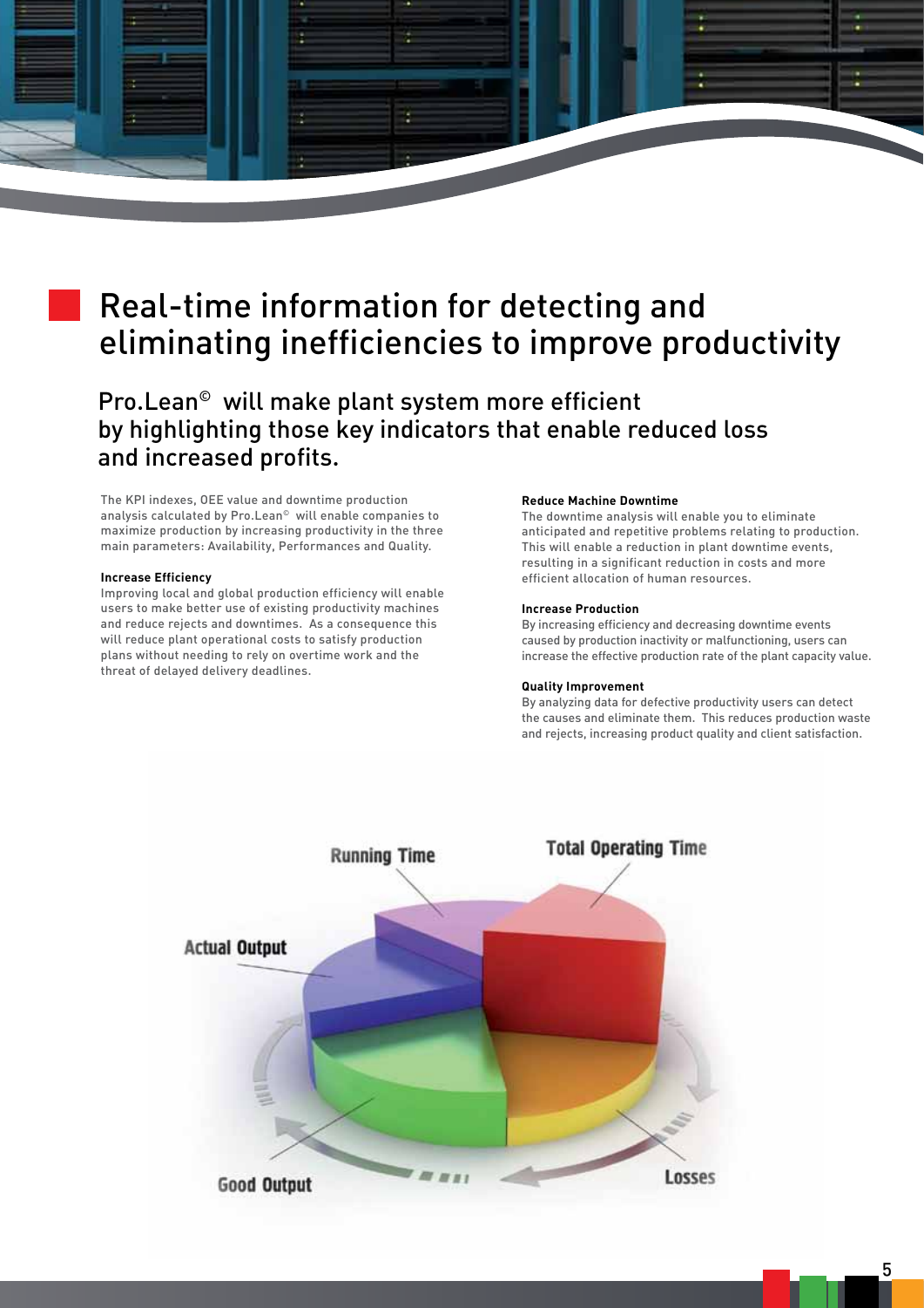# Real-time information for detecting and eliminating inefficiencies to improve productivity

## Pro.Lean© will make plant system more efficient by highlighting those key indicators that enable reduced loss and increased profits.

The KPI indexes, OEE value and downtime production analysis calculated by Pro.Lean© will enable companies to maximize production by increasing productivity in the three main parameters: Availability, Performances and Quality.

**Increase Efficiency**
Improving local and global production efficiency will enable users to make better use of existing productivity machines and reduce rejects and downtimes. As a consequence this will reduce plant operational costs to satisfy production plans without needing to rely on overtime work and the threat of delayed delivery deadlines.

**Reduce Machine Downtime**
The downtime analysis will enable you to eliminate anticipated and repetitive problems relating to production. This will enable a reduction in plant downtime events, resulting in a significant reduction in costs and more efficient allocation of human resources.

**Increase Production**
By increasing efficiency and decreasing downtime events caused by production inactivity or malfunctioning, users can increase the effective production rate of the plant capacity value.

**Quality Improvement**
By analyzing data for defective productivity users can detect the causes and eliminate them. This reduces production waste and rejects, increasing product quality and client satisfaction.

Running Time
Total Operating Time
Actual Output
Good Output
Losses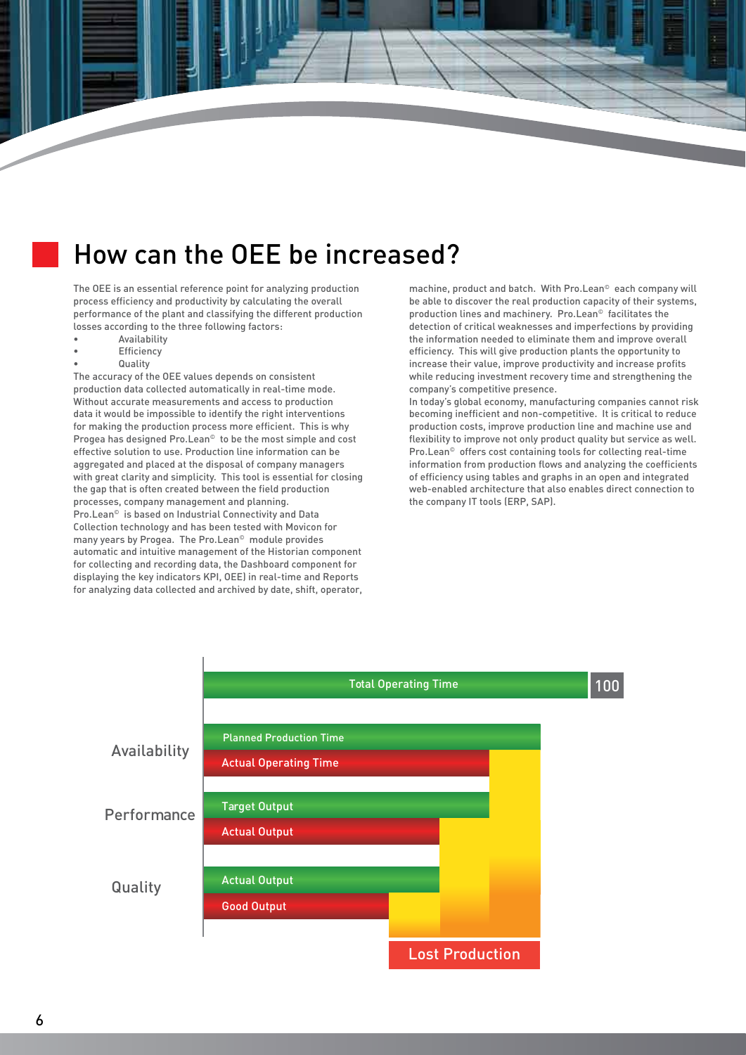# How can the OEE be increased?

The OEE is an essential reference point for analyzing production process efficiency and productivity by calculating the overall performance of the plant and classifying the different production losses according to the three following factors:

- Availability
- Efficiency
- Quality

The accuracy of the OEE values depends on consistent production data collected automatically in real-time mode. Without accurate measurements and access to production data it would be impossible to identify the right interventions for making the production process more efficient. This is why Progea has designed Pro.Lean© to be the most simple and cost effective solution to use. Production line information can be aggregated and placed at the disposal of company managers with great clarity and simplicity. This tool is essential for closing the gap that is often created between the field production processes, company management and planning.

Pro.Lean© is based on Industrial Connectivity and Data Collection technology and has been tested with Movicon for many years by Progea. The Pro.Lean© module provides automatic and intuitive management of the Historian component for collecting and recording data, the Dashboard component for displaying the key indicators KPI, OEE) in real-time and Reports for analyzing data collected and archived by date, shift, operator, machine, product and batch. With Pro.Lean© each company will be able to discover the real production capacity of their systems, production lines and machinery. Pro.Lean© facilitates the detection of critical weaknesses and imperfections by providing the information needed to eliminate them and improve overall efficiency. This will give production plants the opportunity to increase their value, improve productivity and increase profits while reducing investment recovery time and strengthening the company's competitive presence.

In today's global economy, manufacturing companies cannot risk becoming inefficient and non-competitive. It is critical to reduce production costs, improve production line and machine use and flexibility to improve not only product quality but service as well. Pro.Lean© offers cost containing tools for collecting real-time information from production flows and analyzing the coefficients of efficiency using tables and graphs in an open and integrated web-enabled architecture that also enables direct connection to the company IT tools (ERP, SAP).

| | | |
|---|---|---|
| | Total Operating Time | 100 |
| Availability | Planned Production Time | |
| | Actual Operating Time | |
| Performance | Target Output | |
| | Actual Output | |
| Quality | Actual Output | |
| | Good Output | |
| | | Lost Production |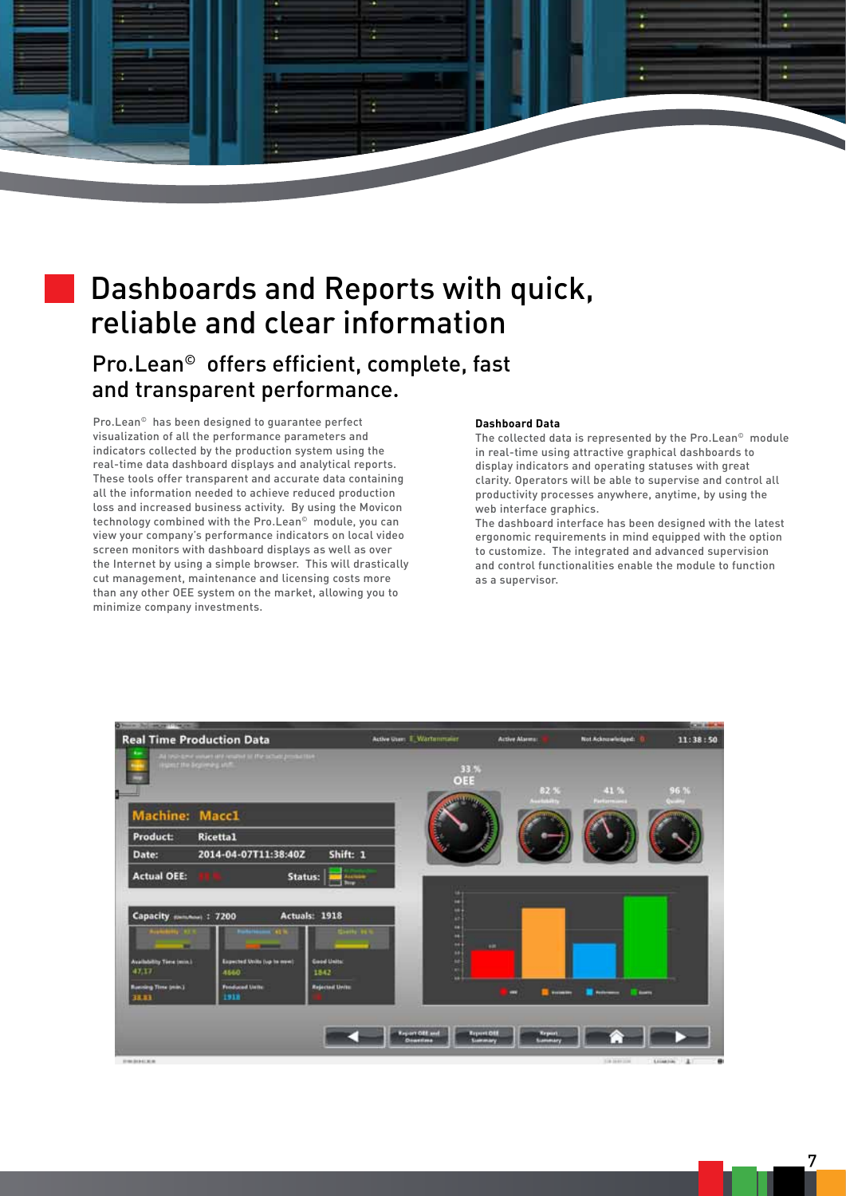# Dashboards and Reports with quick, reliable and clear information

## Pro.Lean© offers efficient, complete, fast and transparent performance.

Pro.Lean© has been designed to guarantee perfect visualization of all the performance parameters and indicators collected by the production system using the real-time data dashboard displays and analytical reports. These tools offer transparent and accurate data containing all the information needed to achieve reduced production loss and increased business activity. By using the Movicon technology combined with the Pro.Lean© module, you can view your company's performance indicators on local video screen monitors with dashboard displays as well as over the Internet by using a simple browser. This will drastically cut management, maintenance and licensing costs more than any other OEE system on the market, allowing you to minimize company investments.

**Dashboard Data**

The collected data is represented by the Pro.Lean© module in real-time using attractive graphical dashboards to display indicators and operating statuses with great clarity. Operators will be able to supervise and control all productivity processes anywhere, anytime, by using the web interface graphics.

The dashboard interface has been designed with the latest ergonomic requirements in mind equipped with the option to customize. The integrated and advanced supervision and control functionalities enable the module to function as a supervisor.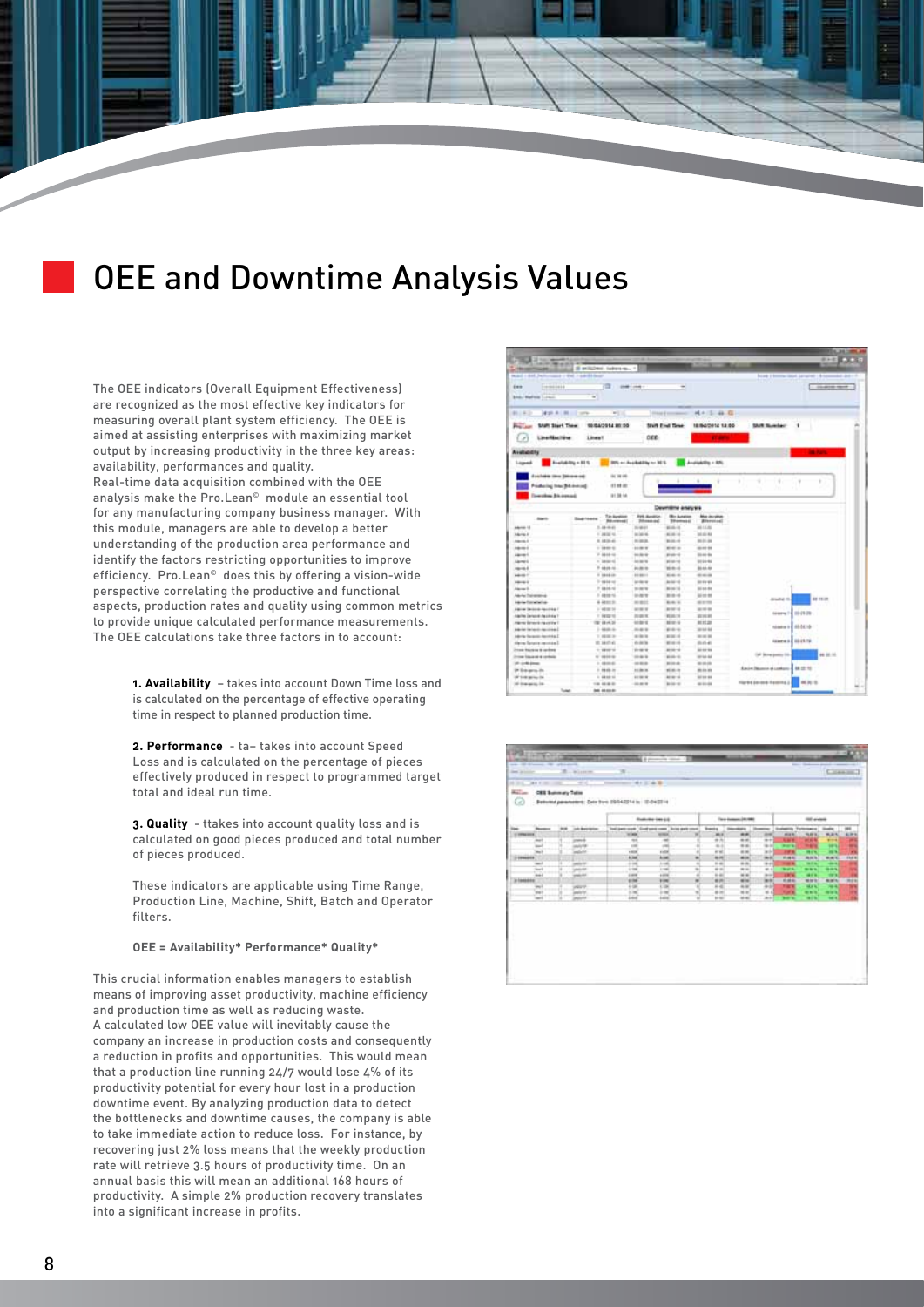# OEE and Downtime Analysis Values

The OEE indicators (Overall Equipment Effectiveness) are recognized as the most effective key indicators for measuring overall plant system efficiency. The OEE is aimed at assisting enterprises with maximizing market output by increasing productivity in the three key areas: availability, performances and quality.
Real-time data acquisition combined with the OEE analysis make the Pro.Lean© module an essential tool for any manufacturing company business manager. With this module, managers are able to develop a better understanding of the production area performance and identify the factors restricting opportunities to improve efficiency. Pro.Lean© does this by offering a vision-wide perspective correlating the productive and functional aspects, production rates and quality using common metrics to provide unique calculated performance measurements. The OEE calculations take three factors in to account:

1. **Availability** – takes into account Down Time loss and is calculated on the percentage of effective operating time in respect to planned production time.

2. **Performance** - ta– takes into account Speed Loss and is calculated on the percentage of pieces effectively produced in respect to programmed target total and ideal run time.

3. **Quality** - ttakes into account quality loss and is calculated on good pieces produced and total number of pieces produced.

These indicators are applicable using Time Range, Production Line, Machine, Shift, Batch and Operator filters.

**OEE = Availability* Performance* Quality***

This crucial information enables managers to establish means of improving asset productivity, machine efficiency and production time as well as reducing waste.
A calculated low OEE value will inevitably cause the company an increase in production costs and consequently a reduction in profits and opportunities. This would mean that a production line running 24/7 would lose 4% of its productivity potential for every hour lost in a production downtime event. By analyzing production data to detect the bottlenecks and downtime causes, the company is able to take immediate action to reduce loss. For instance, by recovering just 2% loss means that the weekly production rate will retrieve 3.5 hours of productivity time. On an annual basis this will mean an additional 168 hours of productivity. A simple 2% production recovery translates into a significant increase in profits.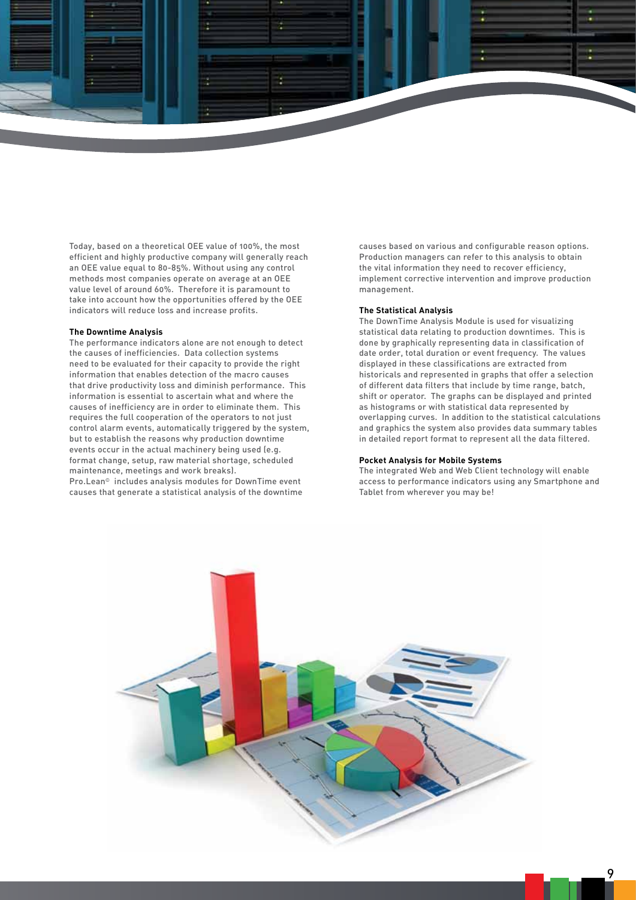Today, based on a theoretical OEE value of 100%, the most efficient and highly productive company will generally reach an OEE value equal to 80-85%. Without using any control methods most companies operate on average at an OEE value level of around 60%. Therefore it is paramount to take into account how the opportunities offered by the OEE indicators will reduce loss and increase profits.

**The Downtime Analysis**

The performance indicators alone are not enough to detect the causes of inefficiencies. Data collection systems need to be evaluated for their capacity to provide the right information that enables detection of the macro causes that drive productivity loss and diminish performance. This information is essential to ascertain what and where the causes of inefficiency are in order to eliminate them. This requires the full cooperation of the operators to not just control alarm events, automatically triggered by the system, but to establish the reasons why production downtime events occur in the actual machinery being used (e.g. format change, setup, raw material shortage, scheduled maintenance, meetings and work breaks).

Pro.Lean© includes analysis modules for DownTime event causes that generate a statistical analysis of the downtime causes based on various and configurable reason options. Production managers can refer to this analysis to obtain the vital information they need to recover efficiency, implement corrective intervention and improve production management.

**The Statistical Analysis**

The DownTime Analysis Module is used for visualizing statistical data relating to production downtimes. This is done by graphically representing data in classification of date order, total duration or event frequency. The values displayed in these classifications are extracted from historicals and represented in graphs that offer a selection of different data filters that include by time range, batch, shift or operator. The graphs can be displayed and printed as histograms or with statistical data represented by overlapping curves. In addition to the statistical calculations and graphics the system also provides data summary tables in detailed report format to represent all the data filtered.

**Pocket Analysis for Mobile Systems**

The integrated Web and Web Client technology will enable access to performance indicators using any Smartphone and Tablet from wherever you may be!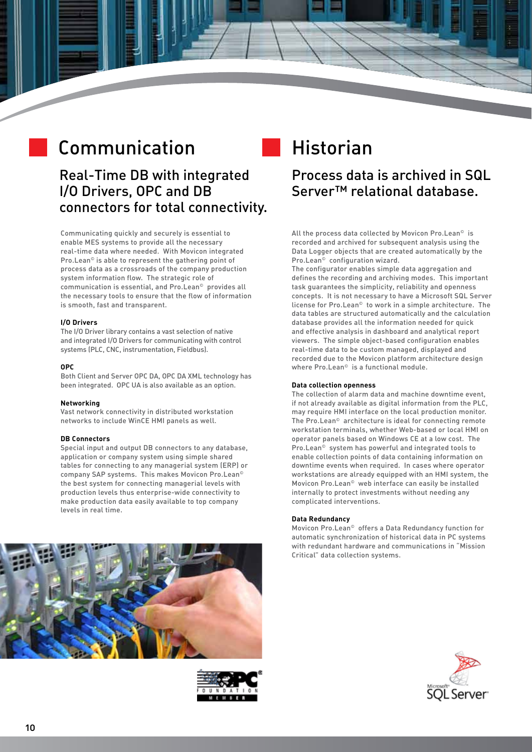## Communication

### Real-Time DB with integrated I/O Drivers, OPC and DB connectors for total connectivity.

Communicating quickly and securely is essential to enable MES systems to provide all the necessary real-time data where needed. With Movicon integrated Pro.Lean© is able to represent the gathering point of process data as a crossroads of the company production system information flow. The strategic role of communication is essential, and Pro.Lean© provides all the necessary tools to ensure that the flow of information is smooth, fast and transparent.

**I/O Drivers**
The I/O Driver library contains a vast selection of native and integrated I/O Drivers for communicating with control systems (PLC, CNC, instrumentation, Fieldbus).

**OPC**
Both Client and Server OPC DA, OPC DA XML technology has been integrated. OPC UA is also available as an option.

**Networking**
Vast network connectivity in distributed workstation networks to include WinCE HMI panels as well.

**DB Connectors**
Special input and output DB connectors to any database, application or company system using simple shared tables for connecting to any managerial system (ERP) or company SAP systems. This makes Movicon Pro.Lean© the best system for connecting managerial levels with production levels thus enterprise-wide connectivity to make production data easily available to top company levels in real time.

## Historian

### Process data is archived in SQL Server™ relational database.

All the process data collected by Movicon Pro.Lean© is recorded and archived for subsequent analysis using the Data Logger objects that are created automatically by the Pro.Lean© configuration wizard.
The configurator enables simple data aggregation and defines the recording and archiving modes. This important task guarantees the simplicity, reliability and openness concepts. It is not necessary to have a Microsoft SQL Server license for Pro.Lean© to work in a simple architecture. The data tables are structured automatically and the calculation database provides all the information needed for quick and effective analysis in dashboard and analytical report viewers. The simple object-based configuration enables real-time data to be custom managed, displayed and recorded due to the Movicon platform architecture design where Pro.Lean© is a functional module.

**Data collection openness**
The collection of alarm data and machine downtime event, if not already available as digital information from the PLC, may require HMI interface on the local production monitor. The Pro.Lean© architecture is ideal for connecting remote workstation terminals, whether Web-based or local HMI on operator panels based on Windows CE at a low cost. The Pro.Lean© system has powerful and integrated tools to enable collection points of data containing information on downtime events when required. In cases where operator workstations are already equipped with an HMI system, the Movicon Pro.Lean© web interface can easily be installed internally to protect investments without needing any complicated interventions.

**Data Redundancy**
Movicon Pro.Lean© offers a Data Redundancy function for automatic synchronization of historical data in PC systems with redundant hardware and communications in "Mission Critical" data collection systems.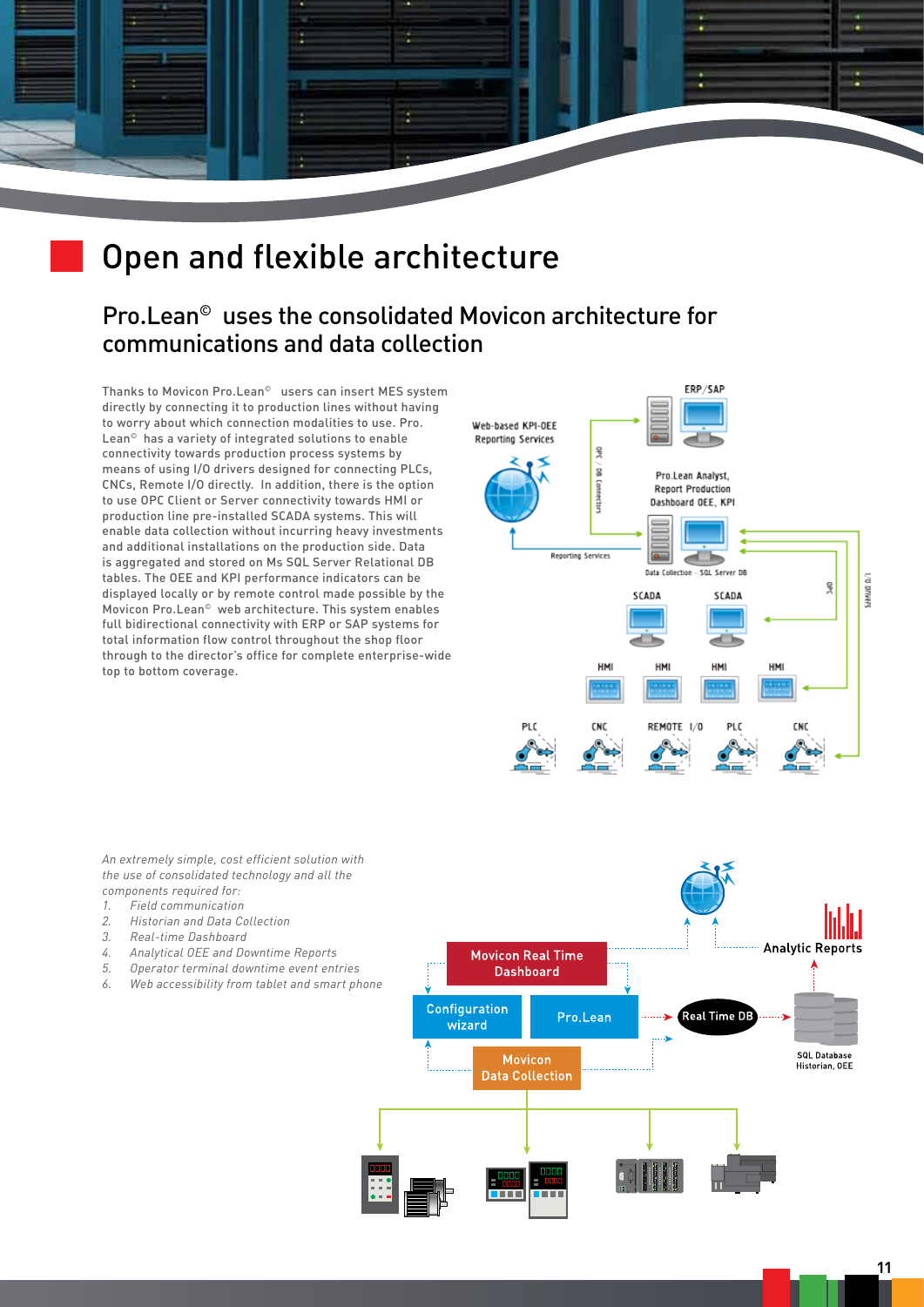# Open and flexible architecture

## Pro.Lean© uses the consolidated Movicon architecture for communications and data collection

Thanks to Movicon Pro.Lean© users can insert MES system directly by connecting it to production lines without having to worry about which connection modalities to use. Pro.Lean© has a variety of integrated solutions to enable connectivity towards production process systems by means of using I/O drivers designed for connecting PLCs, CNCs, Remote I/O directly. In addition, there is the option to use OPC Client or Server connectivity towards HMI or production line pre-installed SCADA systems. This will enable data collection without incurring heavy investments and additional installations on the production side. Data is aggregated and stored on Ms SQL Server Relational DB tables. The OEE and KPI performance indicators can be displayed locally or by remote control made possible by the Movicon Pro.Lean© web architecture. This system enables full bidirectional connectivity with ERP or SAP systems for total information flow control throughout the shop floor through to the director's office for complete enterprise-wide top to bottom coverage.

*An extremely simple, cost efficient solution with the use of consolidated technology and all the components required for:*

1. *Field communication*
2. *Historian and Data Collection*
3. *Real-time Dashboard*
4. *Analytical OEE and Downtime Reports*
5. *Operator terminal downtime event entries*
6. *Web accessibility from tablet and smart phone*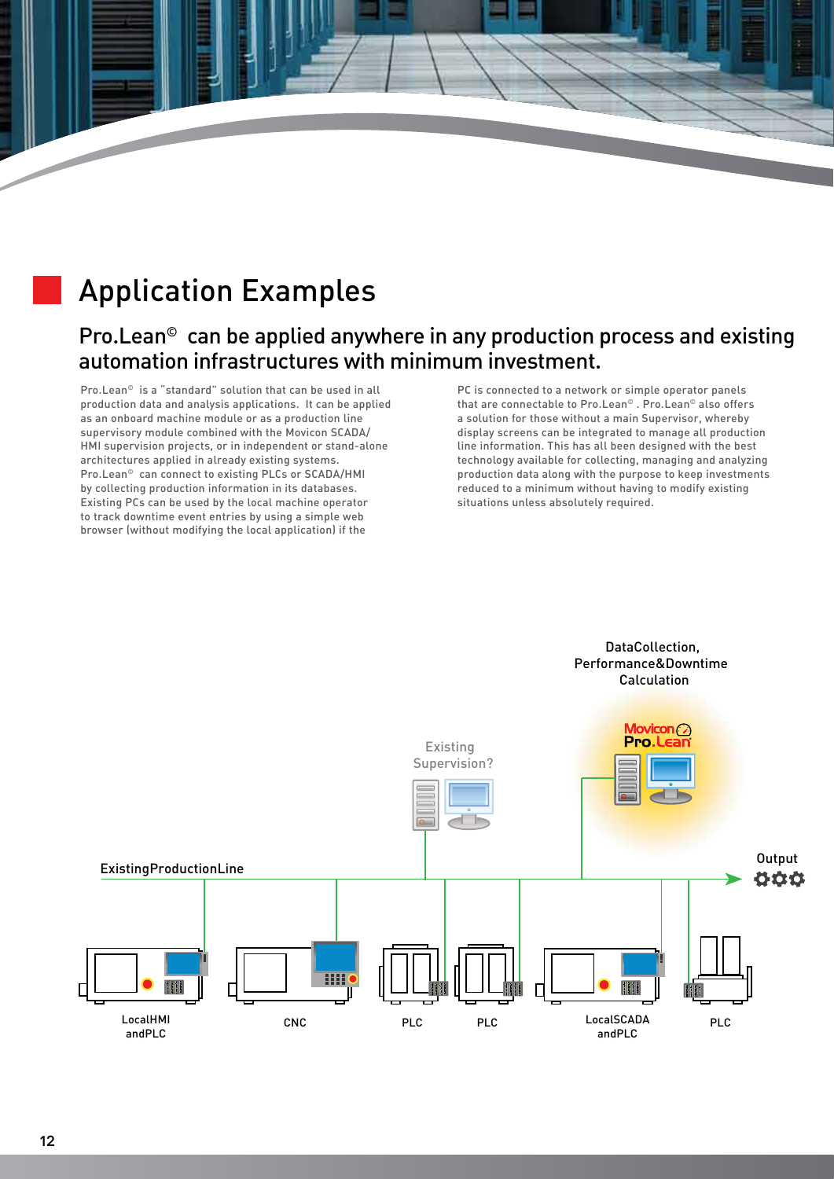# Application Examples

## Pro.Lean© can be applied anywhere in any production process and existing automation infrastructures with minimum investment.

Pro.Lean© is a "standard" solution that can be used in all production data and analysis applications. It can be applied as an onboard machine module or as a production line supervisory module combined with the Movicon SCADA/HMI supervision projects, or in independent or stand-alone architectures applied in already existing systems. Pro.Lean© can connect to existing PLCs or SCADA/HMI by collecting production information in its databases. Existing PCs can be used by the local machine operator to track downtime event entries by using a simple web browser (without modifying the local application) if the PC is connected to a network or simple operator panels that are connectable to Pro.Lean©. Pro.Lean© also offers a solution for those without a main Supervisor, whereby display screens can be integrated to manage all production line information. This has all been designed with the best technology available for collecting, managing and analyzing production data along with the purpose to keep investments reduced to a minimum without having to modify existing situations unless absolutely required.

DataCollection, Performance&Downtime Calculation

Movicon Pro.Lean

Existing Supervision?

ExistingProductionLine

Output

LocalHMI andPLC

CNC

PLC

PLC

LocalSCADA andPLC

PLC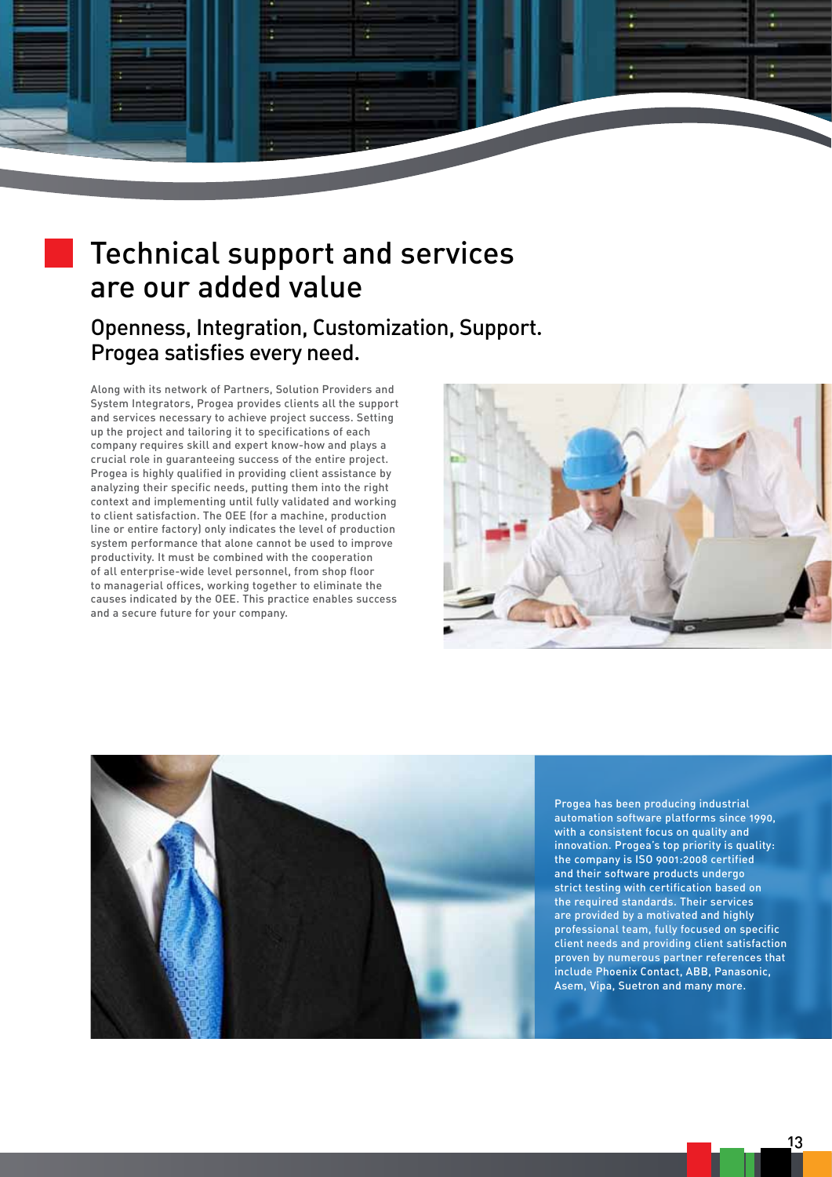# Technical support and services are our added value

## Openness, Integration, Customization, Support. Progea satisfies every need.

Along with its network of Partners, Solution Providers and System Integrators, Progea provides clients all the support and services necessary to achieve project success. Setting up the project and tailoring it to specifications of each company requires skill and expert know-how and plays a crucial role in guaranteeing success of the entire project. Progea is highly qualified in providing client assistance by analyzing their specific needs, putting them into the right context and implementing until fully validated and working to client satisfaction. The OEE (for a machine, production line or entire factory) only indicates the level of production system performance that alone cannot be used to improve productivity. It must be combined with the cooperation of all enterprise-wide level personnel, from shop floor to managerial offices, working together to eliminate the causes indicated by the OEE. This practice enables success and a secure future for your company.

Progea has been producing industrial automation software platforms since 1990, with a consistent focus on quality and innovation. Progea's top priority is quality: the company is ISO 9001:2008 certified and their software products undergo strict testing with certification based on the required standards. Their services are provided by a motivated and highly professional team, fully focused on specific client needs and providing client satisfaction proven by numerous partner references that include Phoenix Contact, ABB, Panasonic, Asem, Vipa, Suetron and many more.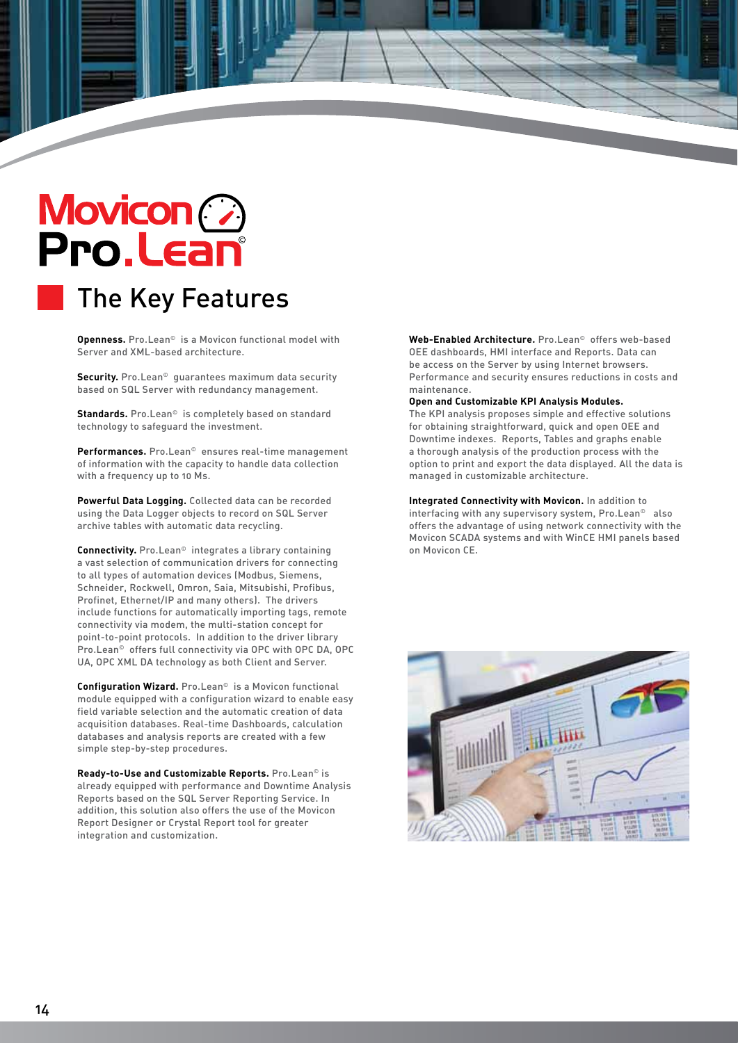# Movicon Pro.Lean©

## The Key Features

**Openness.** Pro.Lean© is a Movicon functional model with Server and XML-based architecture.

**Security.** Pro.Lean© guarantees maximum data security based on SQL Server with redundancy management.

**Standards.** Pro.Lean© is completely based on standard technology to safeguard the investment.

**Performances.** Pro.Lean© ensures real-time management of information with the capacity to handle data collection with a frequency up to 10 Ms.

**Powerful Data Logging.** Collected data can be recorded using the Data Logger objects to record on SQL Server archive tables with automatic data recycling.

**Connectivity.** Pro.Lean© integrates a library containing a vast selection of communication drivers for connecting to all types of automation devices (Modbus, Siemens, Schneider, Rockwell, Omron, Saia, Mitsubishi, Profibus, Profinet, Ethernet/IP and many others). The drivers include functions for automatically importing tags, remote connectivity via modem, the multi-station concept for point-to-point protocols. In addition to the driver library Pro.Lean© offers full connectivity via OPC with OPC DA, OPC UA, OPC XML DA technology as both Client and Server.

**Configuration Wizard.** Pro.Lean© is a Movicon functional module equipped with a configuration wizard to enable easy field variable selection and the automatic creation of data acquisition databases. Real-time Dashboards, calculation databases and analysis reports are created with a few simple step-by-step procedures.

**Ready-to-Use and Customizable Reports.** Pro.Lean© is already equipped with performance and Downtime Analysis Reports based on the SQL Server Reporting Service. In addition, this solution also offers the use of the Movicon Report Designer or Crystal Report tool for greater integration and customization.

**Web-Enabled Architecture.** Pro.Lean© offers web-based OEE dashboards, HMI interface and Reports. Data can be access on the Server by using Internet browsers. Performance and security ensures reductions in costs and maintenance.

**Open and Customizable KPI Analysis Modules.**
The KPI analysis proposes simple and effective solutions for obtaining straightforward, quick and open OEE and Downtime indexes. Reports, Tables and graphs enable a thorough analysis of the production process with the option to print and export the data displayed. All the data is managed in customizable architecture.

**Integrated Connectivity with Movicon.** In addition to interfacing with any supervisory system, Pro.Lean© also offers the advantage of using network connectivity with the Movicon SCADA systems and with WinCE HMI panels based on Movicon CE.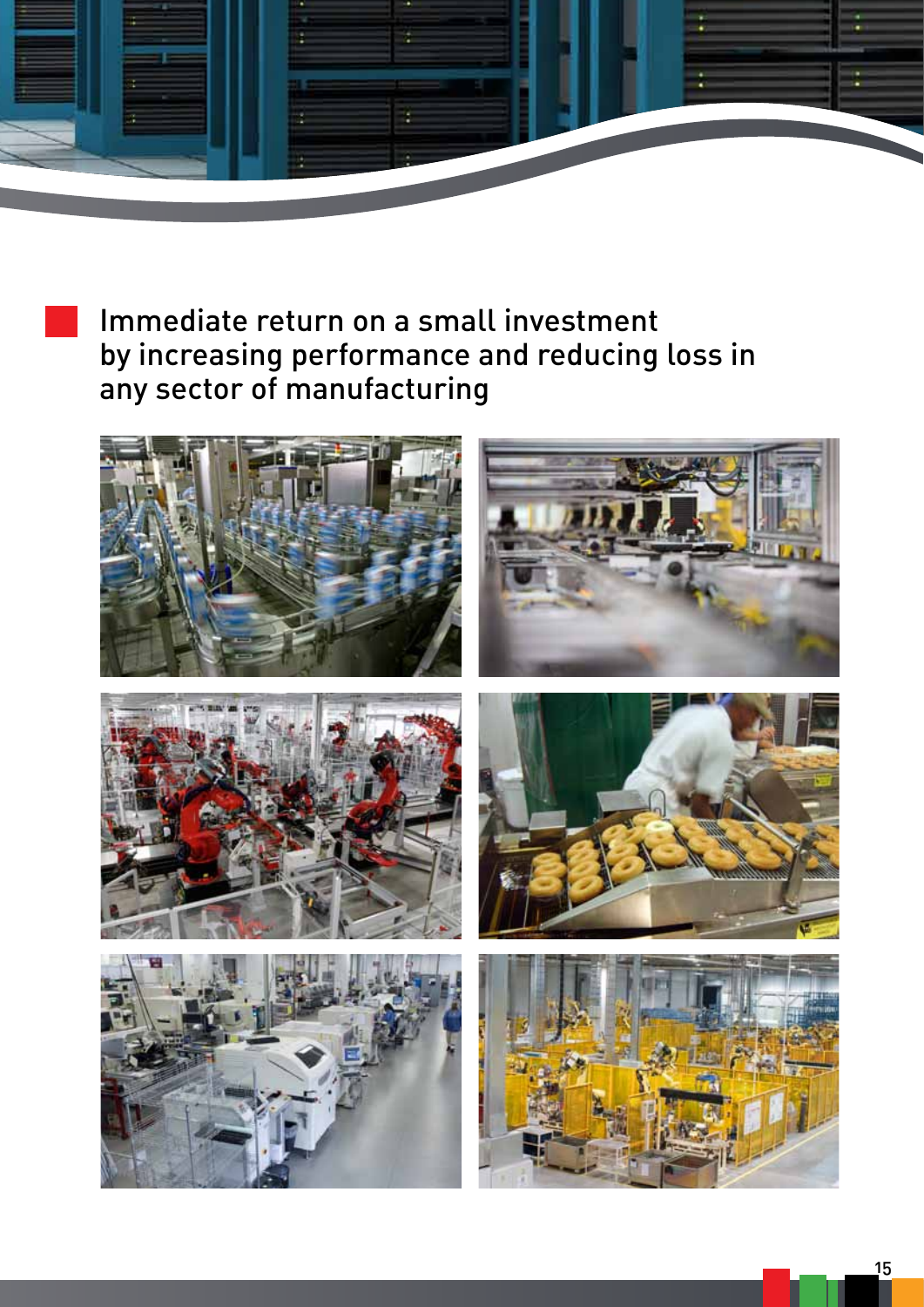Immediate return on a small investment by increasing performance and reducing loss in any sector of manufacturing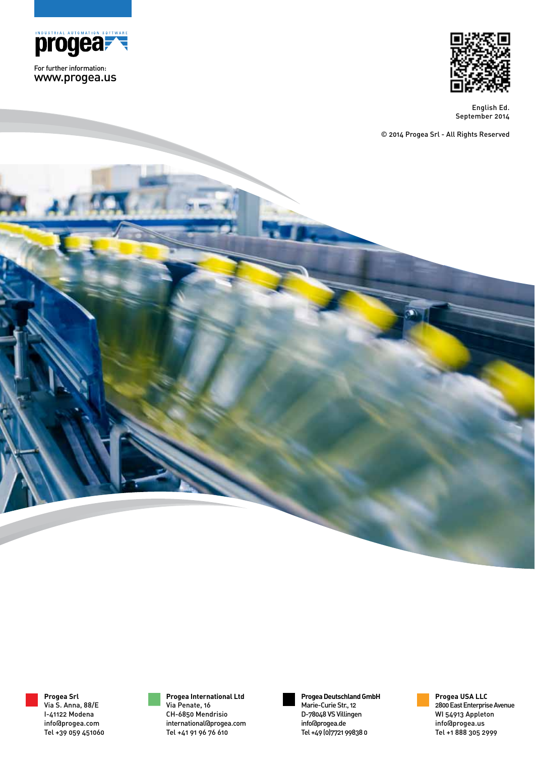progea
INDUSTRIAL AUTOMATION SOFTWARE

For further information:
www.progea.us

English Ed.
September 2014

© 2014 Progea Srl - All Rights Reserved

**Progea Srl**
Via S. Anna, 88/E
I-41122 Modena
info@progea.com
Tel +39 059 451060

**Progea International Ltd**
Via Penate, 16
CH-6850 Mendrisio
international@progea.com
Tel +41 91 96 76 610

**Progea Deutschland GmbH**
Marie-Curie Str., 12
D-78048 VS Villingen
info@progea.de
Tel +49 (0)7721 99838 0

**Progea USA LLC**
2800 East Enterprise Avenue
WI 54913 Appleton
info@progea.us
Tel +1 888 305 2999